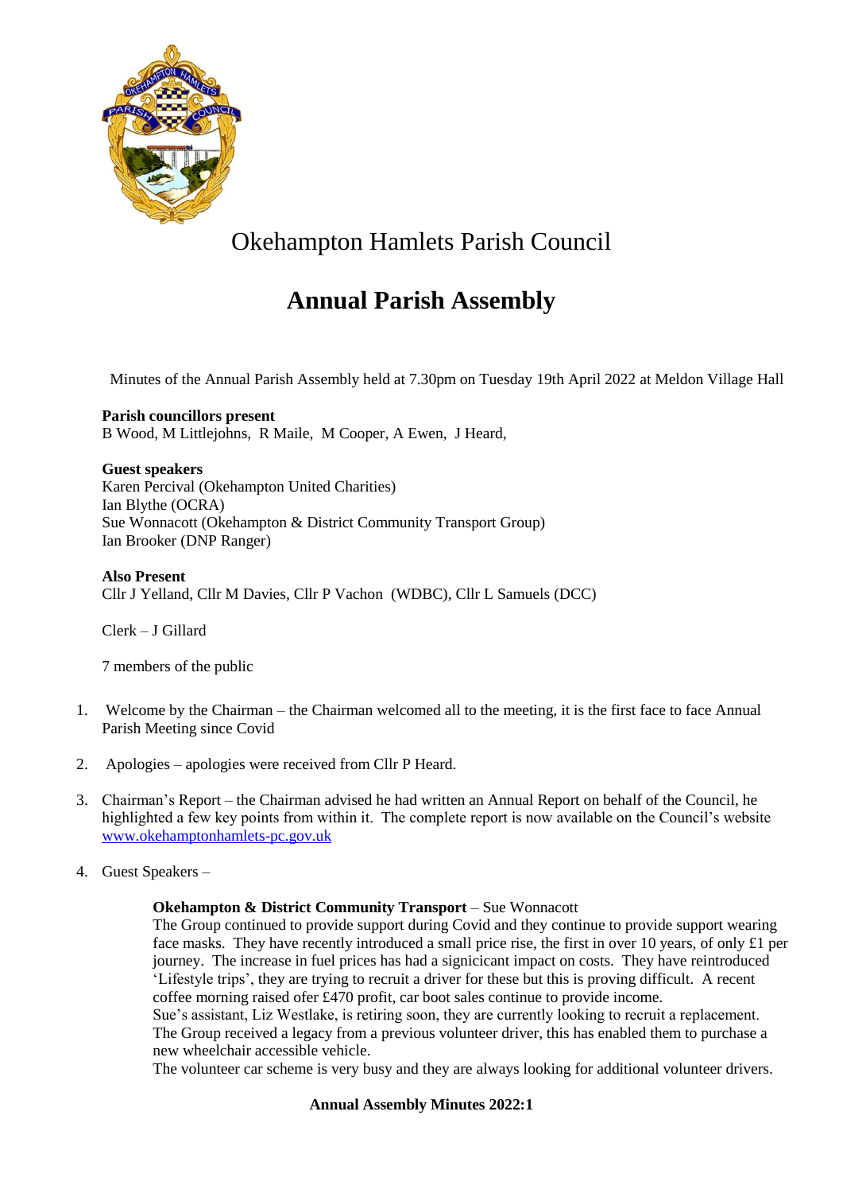# Okehampton Hamlets Parish Council

## Annual Parish Assembly

Minutes of the Annual Parish Assembly held at 7.30pm on Tuesday 19th April 2022 at Meldon Village Hall

**Parish councillors present**
B Wood, M Littlejohns, R Maile, M Cooper, A Ewen, J Heard,

**Guest speakers**
Karen Percival (Okehampton United Charities)
Ian Blythe (OCRA)
Sue Wonnacott (Okehampton & District Community Transport Group)
Ian Brooker (DNP Ranger)

**Also Present**
Cllr J Yelland, Cllr M Davies, Cllr P Vachon (WDBC), Cllr L Samuels (DCC)

Clerk – J Gillard

7 members of the public

1. Welcome by the Chairman – the Chairman welcomed all to the meeting, it is the first face to face Annual Parish Meeting since Covid
2. Apologies – apologies were received from Cllr P Heard.
3. Chairman's Report – the Chairman advised he had written an Annual Report on behalf of the Council, he highlighted a few key points from within it. The complete report is now available on the Council's website www.okehamptonhamlets-pc.gov.uk
4. Guest Speakers –

**Okehampton & District Community Transport** – Sue Wonnacott
The Group continued to provide support during Covid and they continue to provide support wearing face masks. They have recently introduced a small price rise, the first in over 10 years, of only £1 per journey. The increase in fuel prices has had a signicicant impact on costs. They have reintroduced 'Lifestyle trips', they are trying to recruit a driver for these but this is proving difficult. A recent coffee morning raised ofer £470 profit, car boot sales continue to provide income.
Sue's assistant, Liz Westlake, is retiring soon, they are currently looking to recruit a replacement.
The Group received a legacy from a previous volunteer driver, this has enabled them to purchase a new wheelchair accessible vehicle.
The volunteer car scheme is very busy and they are always looking for additional volunteer drivers.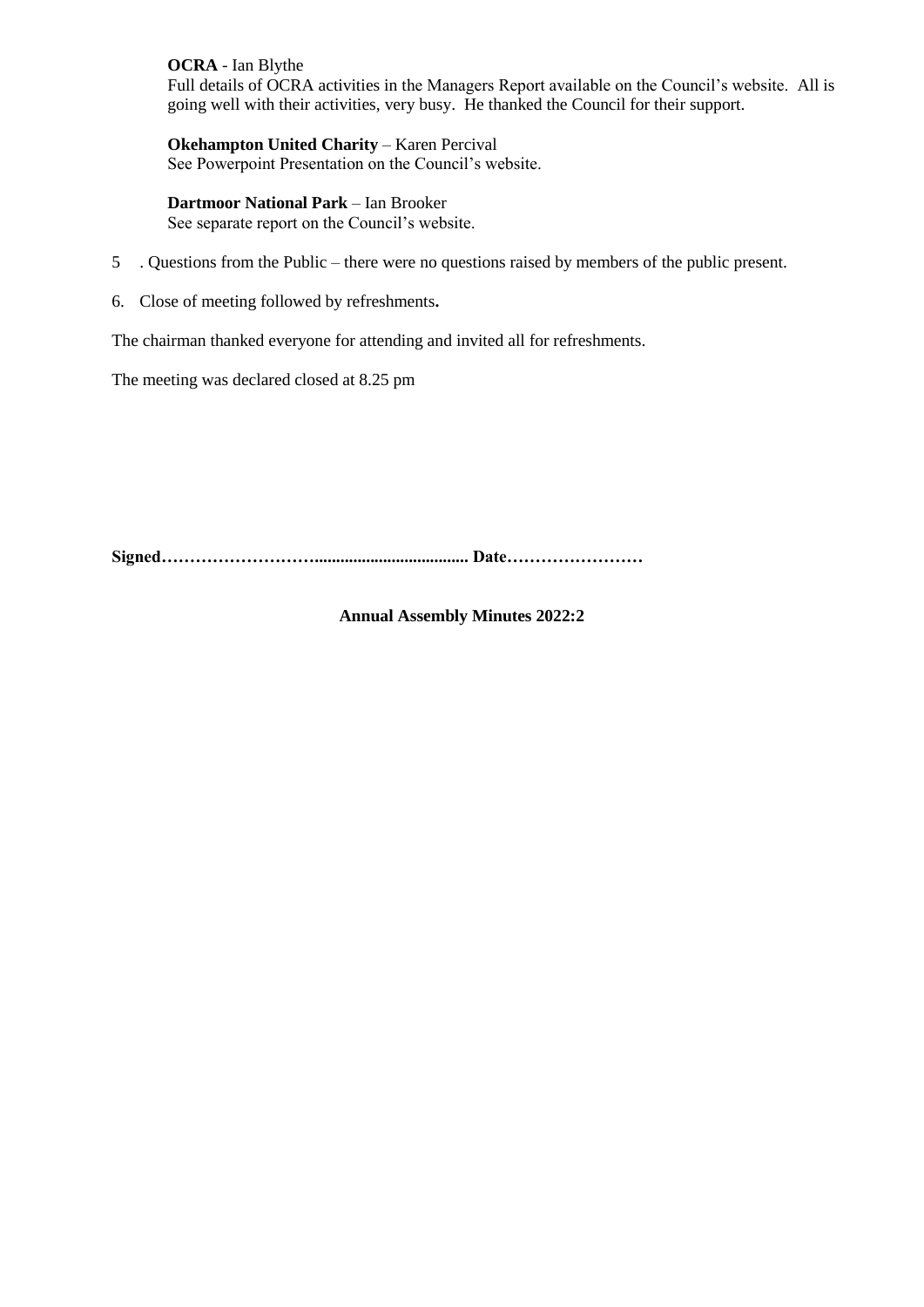**OCRA** - Ian Blythe
Full details of OCRA activities in the Managers Report available on the Council's website. All is going well with their activities, very busy. He thanked the Council for their support.

**Okehampton United Charity** – Karen Percival
See Powerpoint Presentation on the Council's website.

**Dartmoor National Park** – Ian Brooker
See separate report on the Council's website.

5 . Questions from the Public – there were no questions raised by members of the public present.

6. Close of meeting followed by refreshments**.**

The chairman thanked everyone for attending and invited all for refreshments.

The meeting was declared closed at 8.25 pm

**Signed……………………….................................... Date……………………**

**Annual Assembly Minutes 2022:2**